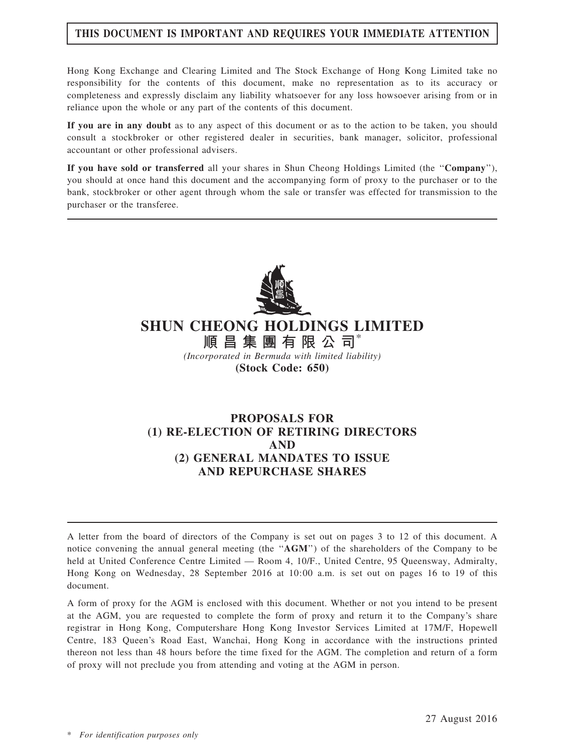**THIS DOCUMENT IS IMPORTANT AND REQUIRES YOUR IMMEDIATE ATTENTION**

Hong Kong Exchange and Clearing Limited and The Stock Exchange of Hong Kong Limited take no responsibility for the contents of this document, make no representation as to its accuracy or completeness and expressly disclaim any liability whatsoever for any loss howsoever arising from or in reliance upon the whole or any part of the contents of this document.

**If you are in any doubt** as to any aspect of this document or as to the action to be taken, you should consult a stockbroker or other registered dealer in securities, bank manager, solicitor, professional accountant or other professional advisers.

**If you have sold or transferred** all your shares in Shun Cheong Holdings Limited (the "**Company**"), you should at once hand this document and the accompanying form of proxy to the purchaser or to the bank, stockbroker or other agent through whom the sale or transfer was effected for transmission to the purchaser or the transferee.

# SHUN CHEONG HOLDINGS LIMITED
# 順昌集團有限公司*

*(Incorporated in Bermuda with limited liability)*

**(Stock Code: 650)**

## PROPOSALS FOR (1) RE-ELECTION OF RETIRING DIRECTORS AND (2) GENERAL MANDATES TO ISSUE AND REPURCHASE SHARES

A letter from the board of directors of the Company is set out on pages 3 to 12 of this document. A notice convening the annual general meeting (the "**AGM**") of the shareholders of the Company to be held at United Conference Centre Limited — Room 4, 10/F., United Centre, 95 Queensway, Admiralty, Hong Kong on Wednesday, 28 September 2016 at 10:00 a.m. is set out on pages 16 to 19 of this document.

A form of proxy for the AGM is enclosed with this document. Whether or not you intend to be present at the AGM, you are requested to complete the form of proxy and return it to the Company's share registrar in Hong Kong, Computershare Hong Kong Investor Services Limited at 17M/F, Hopewell Centre, 183 Queen's Road East, Wanchai, Hong Kong in accordance with the instructions printed thereon not less than 48 hours before the time fixed for the AGM. The completion and return of a form of proxy will not preclude you from attending and voting at the AGM in person.

27 August 2016

\* *For identification purposes only*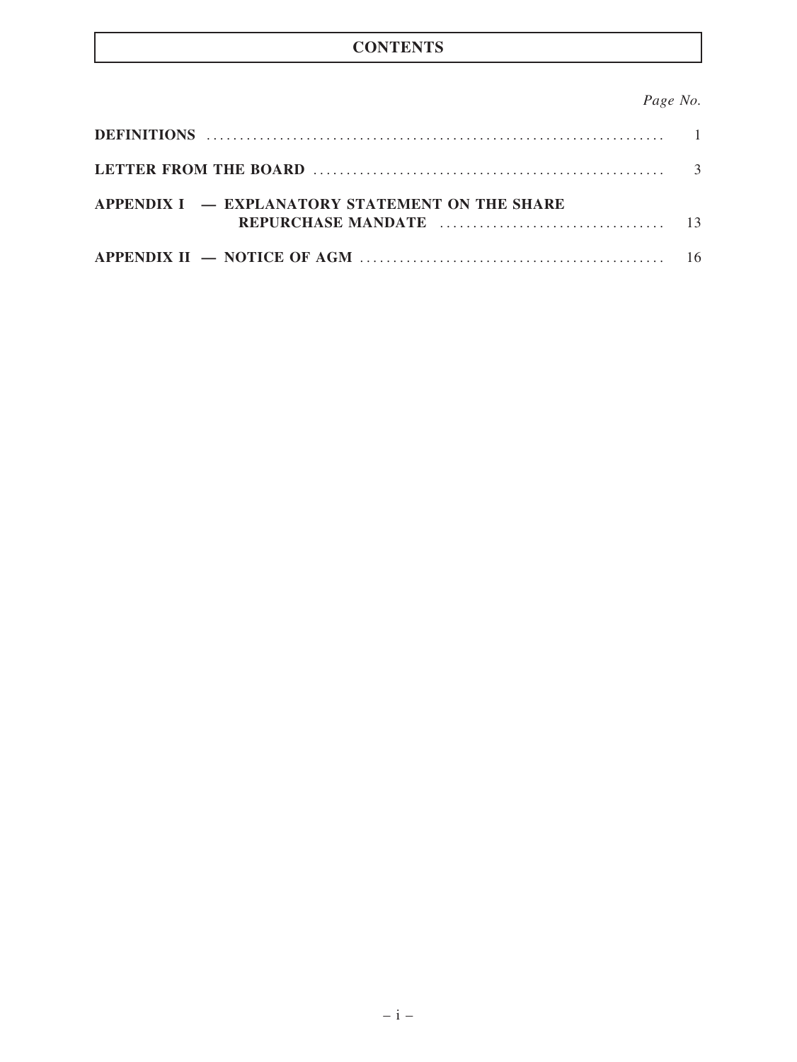# CONTENTS

| | *Page No.* |
|---|---|
| **DEFINITIONS** | 1 |
| **LETTER FROM THE BOARD** | 3 |
| **APPENDIX I — EXPLANATORY STATEMENT ON THE SHARE REPURCHASE MANDATE** | 13 |
| **APPENDIX II — NOTICE OF AGM** | 16 |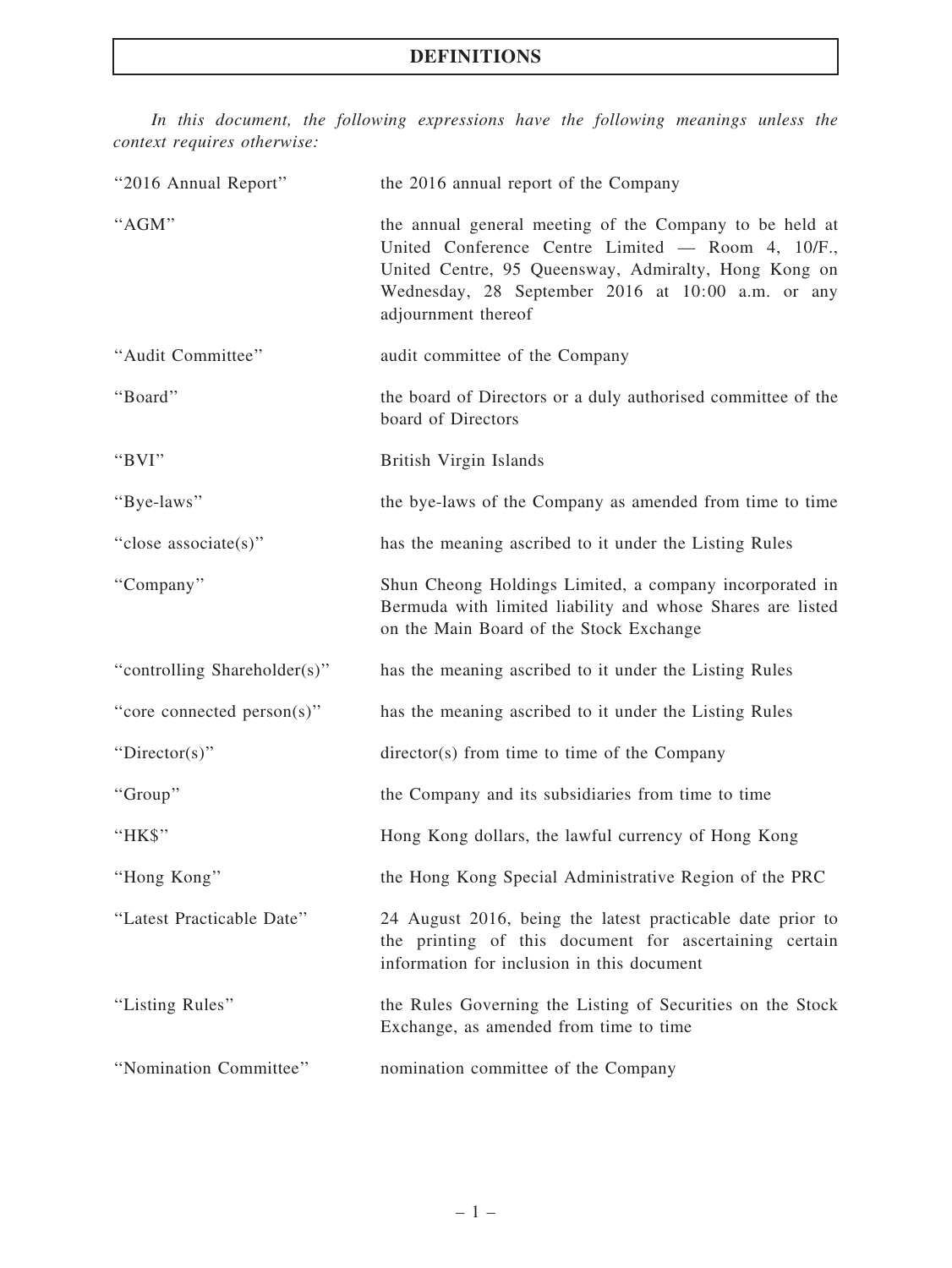# DEFINITIONS

*In this document, the following expressions have the following meanings unless the context requires otherwise:*

| | |
|---|---|
| "2016 Annual Report" | the 2016 annual report of the Company |
| "AGM" | the annual general meeting of the Company to be held at United Conference Centre Limited — Room 4, 10/F., United Centre, 95 Queensway, Admiralty, Hong Kong on Wednesday, 28 September 2016 at 10:00 a.m. or any adjournment thereof |
| "Audit Committee" | audit committee of the Company |
| "Board" | the board of Directors or a duly authorised committee of the board of Directors |
| "BVI" | British Virgin Islands |
| "Bye-laws" | the bye-laws of the Company as amended from time to time |
| "close associate(s)" | has the meaning ascribed to it under the Listing Rules |
| "Company" | Shun Cheong Holdings Limited, a company incorporated in Bermuda with limited liability and whose Shares are listed on the Main Board of the Stock Exchange |
| "controlling Shareholder(s)" | has the meaning ascribed to it under the Listing Rules |
| "core connected person(s)" | has the meaning ascribed to it under the Listing Rules |
| "Director(s)" | director(s) from time to time of the Company |
| "Group" | the Company and its subsidiaries from time to time |
| "HK$" | Hong Kong dollars, the lawful currency of Hong Kong |
| "Hong Kong" | the Hong Kong Special Administrative Region of the PRC |
| "Latest Practicable Date" | 24 August 2016, being the latest practicable date prior to the printing of this document for ascertaining certain information for inclusion in this document |
| "Listing Rules" | the Rules Governing the Listing of Securities on the Stock Exchange, as amended from time to time |
| "Nomination Committee" | nomination committee of the Company |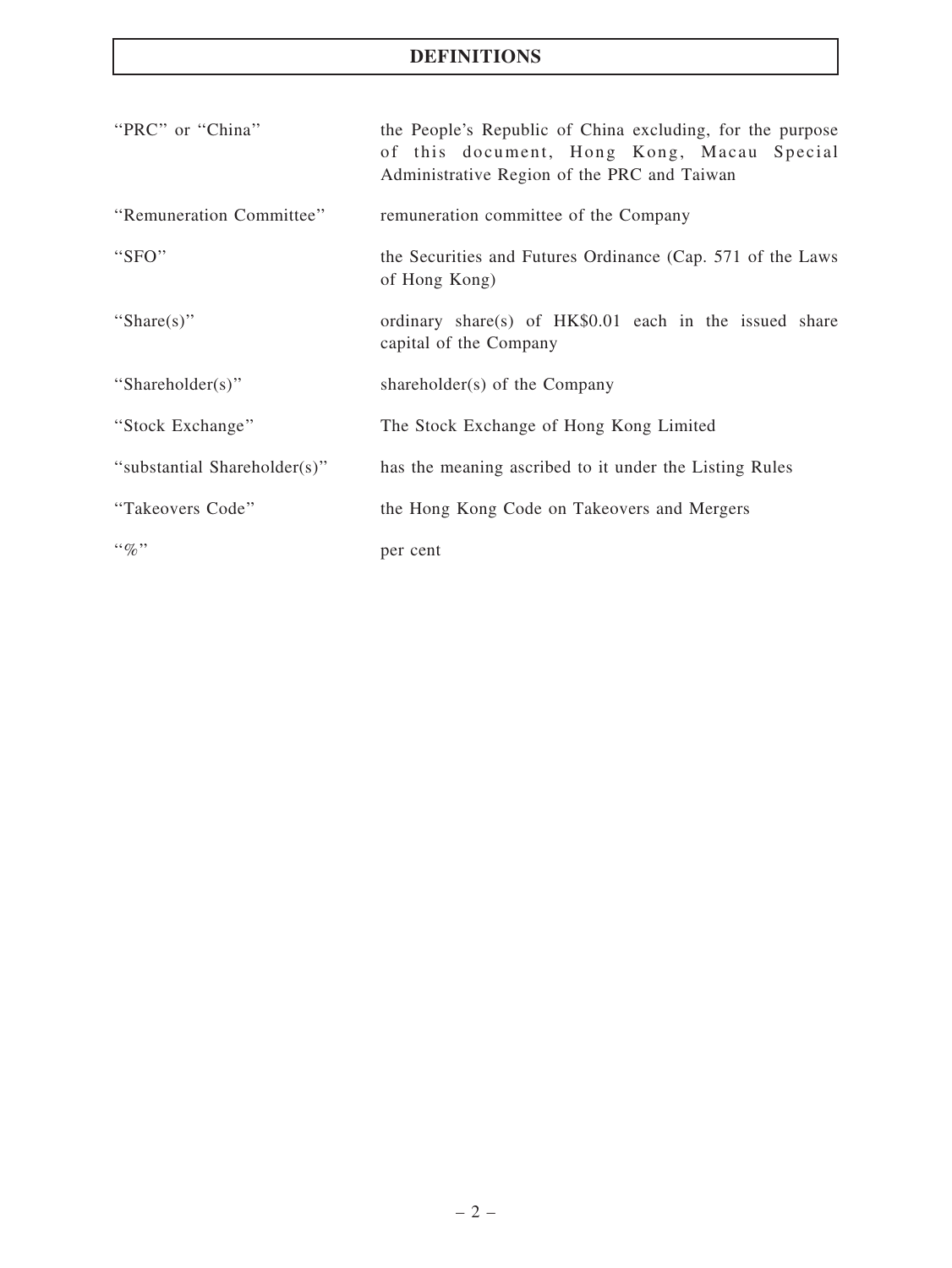# DEFINITIONS

| | |
|---|---|
| "PRC" or "China" | the People's Republic of China excluding, for the purpose of this document, Hong Kong, Macau Special Administrative Region of the PRC and Taiwan |
| "Remuneration Committee" | remuneration committee of the Company |
| "SFO" | the Securities and Futures Ordinance (Cap. 571 of the Laws of Hong Kong) |
| "Share(s)" | ordinary share(s) of HK$0.01 each in the issued share capital of the Company |
| "Shareholder(s)" | shareholder(s) of the Company |
| "Stock Exchange" | The Stock Exchange of Hong Kong Limited |
| "substantial Shareholder(s)" | has the meaning ascribed to it under the Listing Rules |
| "Takeovers Code" | the Hong Kong Code on Takeovers and Mergers |
| "%" | per cent |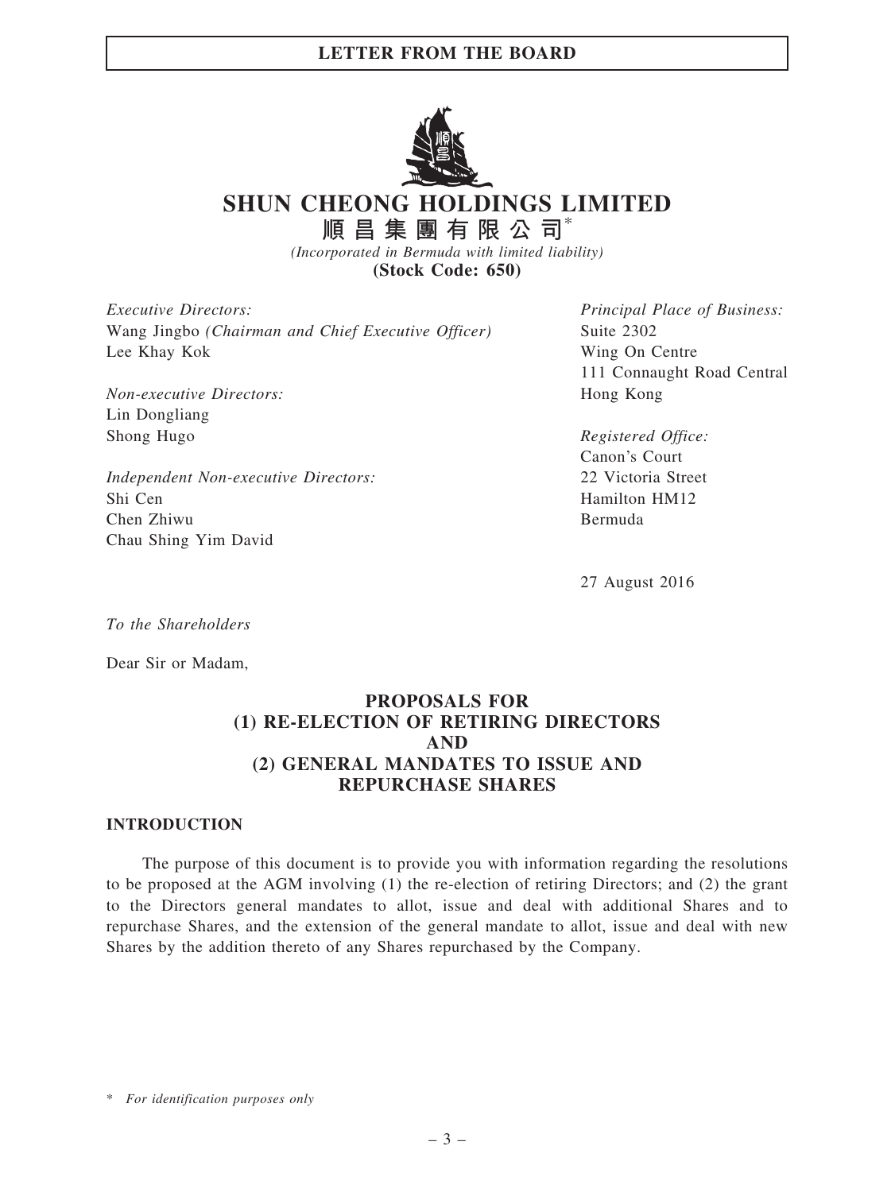# SHUN CHEONG HOLDINGS LIMITED

## 順昌集團有限公司*

*(Incorporated in Bermuda with limited liability)*

**(Stock Code: 650)**

*Executive Directors:*
Wang Jingbo *(Chairman and Chief Executive Officer)*
Lee Khay Kok

*Non-executive Directors:*
Lin Dongliang
Shong Hugo

*Independent Non-executive Directors:*
Shi Cen
Chen Zhiwu
Chau Shing Yim David

*Principal Place of Business:*
Suite 2302
Wing On Centre
111 Connaught Road Central
Hong Kong

*Registered Office:*
Canon's Court
22 Victoria Street
Hamilton HM12
Bermuda

27 August 2016

*To the Shareholders*

Dear Sir or Madam,

## PROPOSALS FOR (1) RE-ELECTION OF RETIRING DIRECTORS AND (2) GENERAL MANDATES TO ISSUE AND REPURCHASE SHARES

### INTRODUCTION

The purpose of this document is to provide you with information regarding the resolutions to be proposed at the AGM involving (1) the re-election of retiring Directors; and (2) the grant to the Directors general mandates to allot, issue and deal with additional Shares and to repurchase Shares, and the extension of the general mandate to allot, issue and deal with new Shares by the addition thereto of any Shares repurchased by the Company.

\* *For identification purposes only*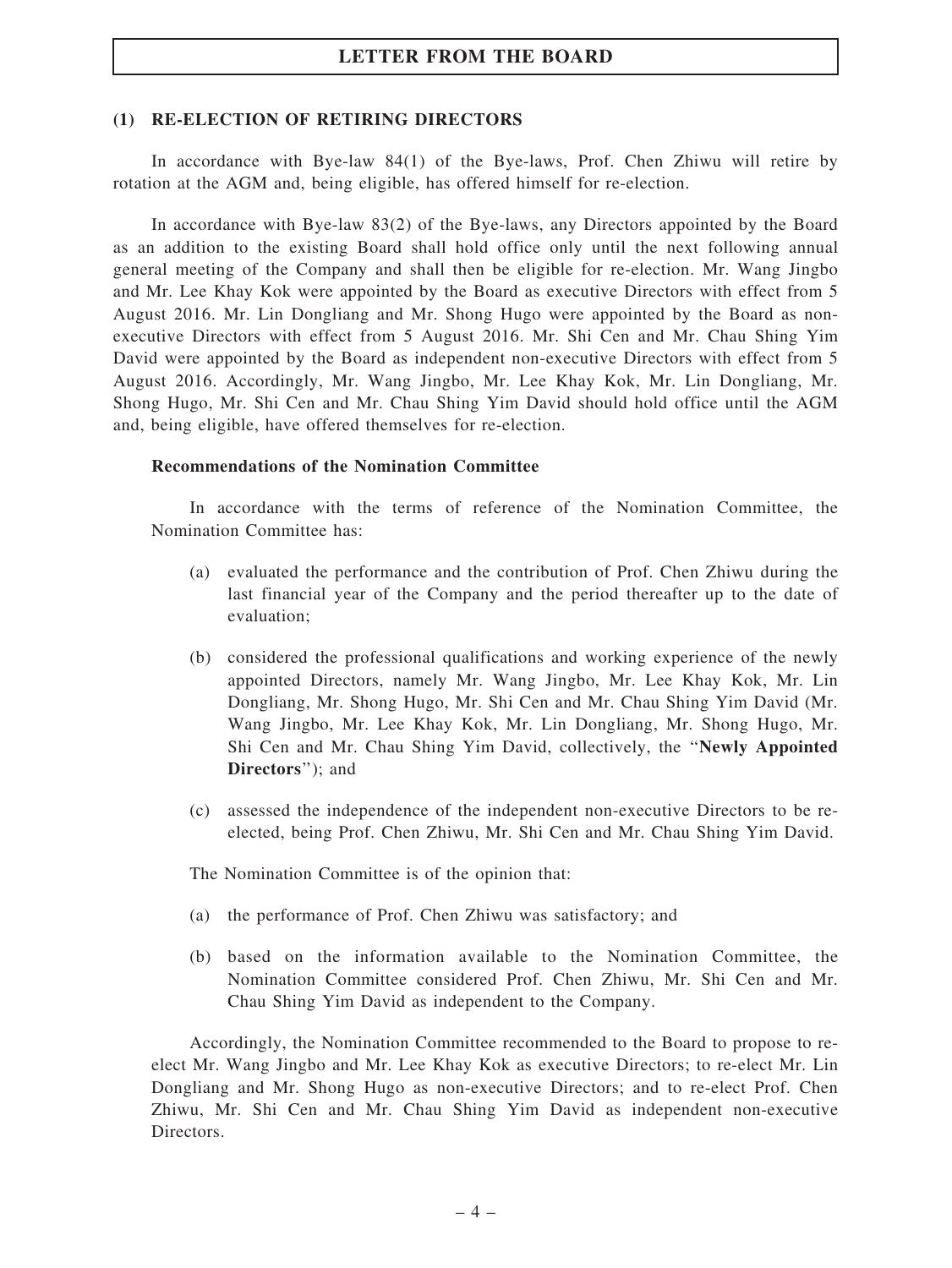## (1) RE-ELECTION OF RETIRING DIRECTORS

In accordance with Bye-law 84(1) of the Bye-laws, Prof. Chen Zhiwu will retire by rotation at the AGM and, being eligible, has offered himself for re-election.

In accordance with Bye-law 83(2) of the Bye-laws, any Directors appointed by the Board as an addition to the existing Board shall hold office only until the next following annual general meeting of the Company and shall then be eligible for re-election. Mr. Wang Jingbo and Mr. Lee Khay Kok were appointed by the Board as executive Directors with effect from 5 August 2016. Mr. Lin Dongliang and Mr. Shong Hugo were appointed by the Board as non-executive Directors with effect from 5 August 2016. Mr. Shi Cen and Mr. Chau Shing Yim David were appointed by the Board as independent non-executive Directors with effect from 5 August 2016. Accordingly, Mr. Wang Jingbo, Mr. Lee Khay Kok, Mr. Lin Dongliang, Mr. Shong Hugo, Mr. Shi Cen and Mr. Chau Shing Yim David should hold office until the AGM and, being eligible, have offered themselves for re-election.

### Recommendations of the Nomination Committee

In accordance with the terms of reference of the Nomination Committee, the Nomination Committee has:

(a) evaluated the performance and the contribution of Prof. Chen Zhiwu during the last financial year of the Company and the period thereafter up to the date of evaluation;

(b) considered the professional qualifications and working experience of the newly appointed Directors, namely Mr. Wang Jingbo, Mr. Lee Khay Kok, Mr. Lin Dongliang, Mr. Shong Hugo, Mr. Shi Cen and Mr. Chau Shing Yim David (Mr. Wang Jingbo, Mr. Lee Khay Kok, Mr. Lin Dongliang, Mr. Shong Hugo, Mr. Shi Cen and Mr. Chau Shing Yim David, collectively, the "**Newly Appointed Directors**"); and

(c) assessed the independence of the independent non-executive Directors to be re-elected, being Prof. Chen Zhiwu, Mr. Shi Cen and Mr. Chau Shing Yim David.

The Nomination Committee is of the opinion that:

(a) the performance of Prof. Chen Zhiwu was satisfactory; and

(b) based on the information available to the Nomination Committee, the Nomination Committee considered Prof. Chen Zhiwu, Mr. Shi Cen and Mr. Chau Shing Yim David as independent to the Company.

Accordingly, the Nomination Committee recommended to the Board to propose to re-elect Mr. Wang Jingbo and Mr. Lee Khay Kok as executive Directors; to re-elect Mr. Lin Dongliang and Mr. Shong Hugo as non-executive Directors; and to re-elect Prof. Chen Zhiwu, Mr. Shi Cen and Mr. Chau Shing Yim David as independent non-executive Directors.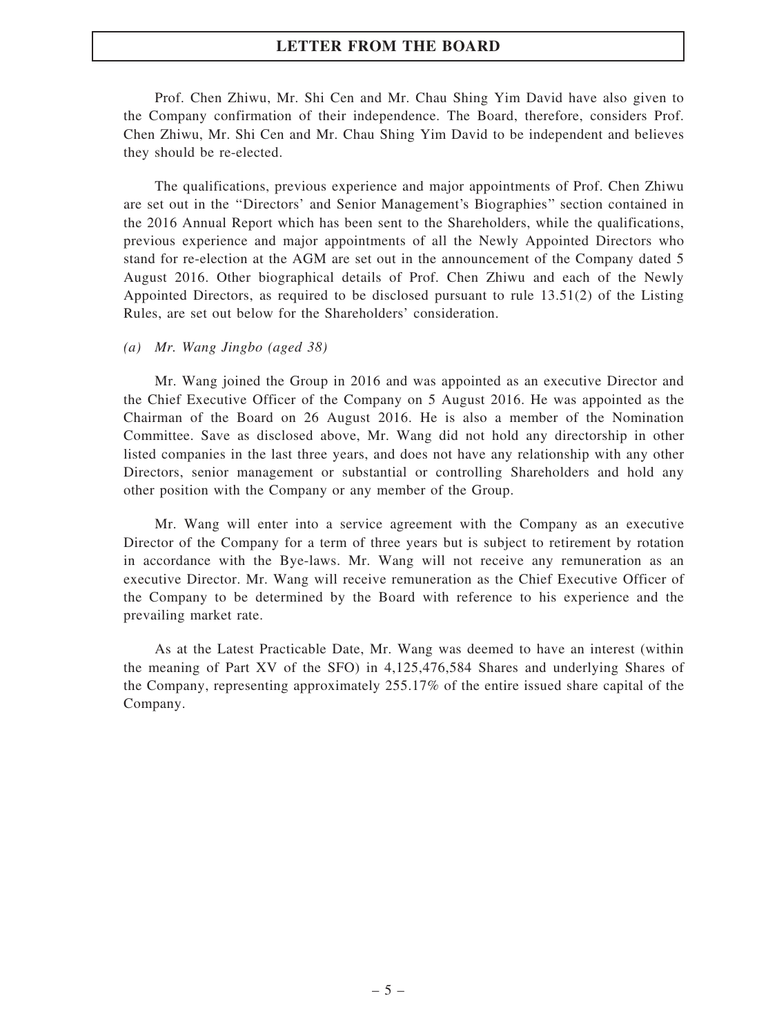Prof. Chen Zhiwu, Mr. Shi Cen and Mr. Chau Shing Yim David have also given to the Company confirmation of their independence. The Board, therefore, considers Prof. Chen Zhiwu, Mr. Shi Cen and Mr. Chau Shing Yim David to be independent and believes they should be re-elected.

The qualifications, previous experience and major appointments of Prof. Chen Zhiwu are set out in the "Directors' and Senior Management's Biographies" section contained in the 2016 Annual Report which has been sent to the Shareholders, while the qualifications, previous experience and major appointments of all the Newly Appointed Directors who stand for re-election at the AGM are set out in the announcement of the Company dated 5 August 2016. Other biographical details of Prof. Chen Zhiwu and each of the Newly Appointed Directors, as required to be disclosed pursuant to rule 13.51(2) of the Listing Rules, are set out below for the Shareholders' consideration.

*(a) Mr. Wang Jingbo (aged 38)*

Mr. Wang joined the Group in 2016 and was appointed as an executive Director and the Chief Executive Officer of the Company on 5 August 2016. He was appointed as the Chairman of the Board on 26 August 2016. He is also a member of the Nomination Committee. Save as disclosed above, Mr. Wang did not hold any directorship in other listed companies in the last three years, and does not have any relationship with any other Directors, senior management or substantial or controlling Shareholders and hold any other position with the Company or any member of the Group.

Mr. Wang will enter into a service agreement with the Company as an executive Director of the Company for a term of three years but is subject to retirement by rotation in accordance with the Bye-laws. Mr. Wang will not receive any remuneration as an executive Director. Mr. Wang will receive remuneration as the Chief Executive Officer of the Company to be determined by the Board with reference to his experience and the prevailing market rate.

As at the Latest Practicable Date, Mr. Wang was deemed to have an interest (within the meaning of Part XV of the SFO) in 4,125,476,584 Shares and underlying Shares of the Company, representing approximately 255.17% of the entire issued share capital of the Company.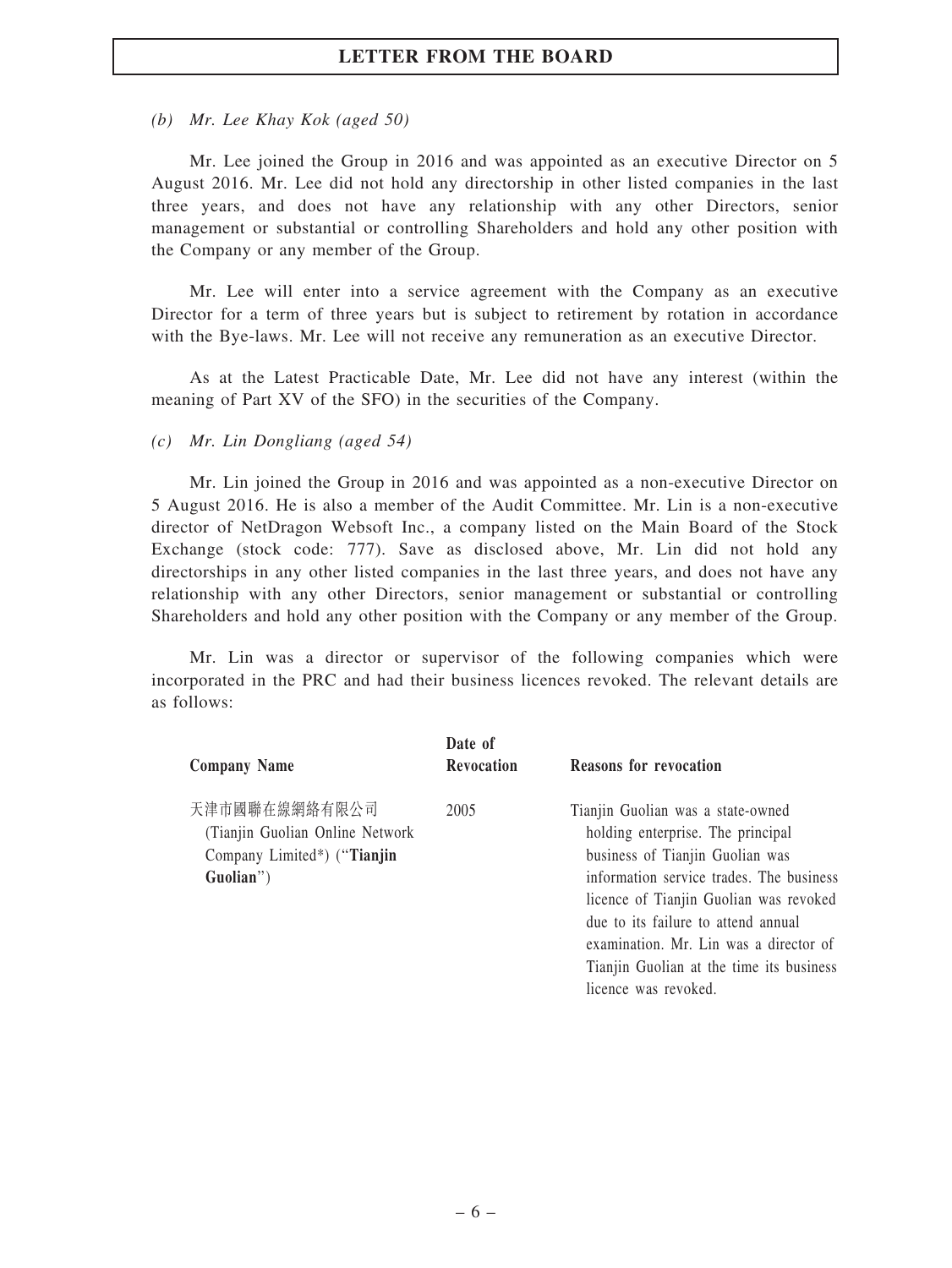*(b) Mr. Lee Khay Kok (aged 50)*

Mr. Lee joined the Group in 2016 and was appointed as an executive Director on 5 August 2016. Mr. Lee did not hold any directorship in other listed companies in the last three years, and does not have any relationship with any other Directors, senior management or substantial or controlling Shareholders and hold any other position with the Company or any member of the Group.

Mr. Lee will enter into a service agreement with the Company as an executive Director for a term of three years but is subject to retirement by rotation in accordance with the Bye-laws. Mr. Lee will not receive any remuneration as an executive Director.

As at the Latest Practicable Date, Mr. Lee did not have any interest (within the meaning of Part XV of the SFO) in the securities of the Company.

*(c) Mr. Lin Dongliang (aged 54)*

Mr. Lin joined the Group in 2016 and was appointed as a non-executive Director on 5 August 2016. He is also a member of the Audit Committee. Mr. Lin is a non-executive director of NetDragon Websoft Inc., a company listed on the Main Board of the Stock Exchange (stock code: 777). Save as disclosed above, Mr. Lin did not hold any directorships in any other listed companies in the last three years, and does not have any relationship with any other Directors, senior management or substantial or controlling Shareholders and hold any other position with the Company or any member of the Group.

Mr. Lin was a director or supervisor of the following companies which were incorporated in the PRC and had their business licences revoked. The relevant details are as follows:

| Company Name | Date of Revocation | Reasons for revocation |
|---|---|---|
| 天津市國聯在線網絡有限公司 (Tianjin Guolian Online Network Company Limited*) ("**Tianjin Guolian**") | 2005 | Tianjin Guolian was a state-owned holding enterprise. The principal business of Tianjin Guolian was information service trades. The business licence of Tianjin Guolian was revoked due to its failure to attend annual examination. Mr. Lin was a director of Tianjin Guolian at the time its business licence was revoked. |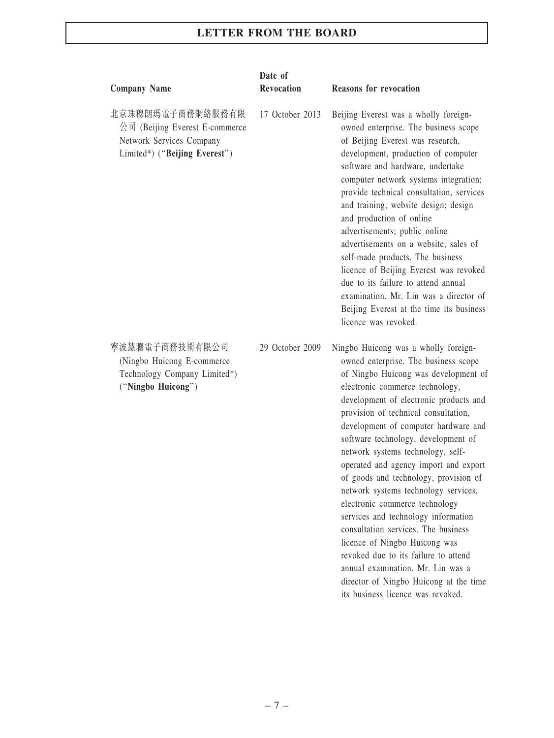| Company Name | Date of Revocation | Reasons for revocation |
|---|---|---|
| 北京珠穆朗瑪電子商務網絡服務有限公司 (Beijing Everest E-commerce Network Services Company Limited*) ("**Beijing Everest**") | 17 October 2013 | Beijing Everest was a wholly foreign-owned enterprise. The business scope of Beijing Everest was research, development, production of computer software and hardware, undertake computer network systems integration; provide technical consultation, services and training; website design; design and production of online advertisements; public online advertisements on a website; sales of self-made products. The business licence of Beijing Everest was revoked due to its failure to attend annual examination. Mr. Lin was a director of Beijing Everest at the time its business licence was revoked. |
| 寧波慧聰電子商務技術有限公司 (Ningbo Huicong E-commerce Technology Company Limited*) ("**Ningbo Huicong**") | 29 October 2009 | Ningbo Huicong was a wholly foreign-owned enterprise. The business scope of Ningbo Huicong was development of electronic commerce technology, development of electronic products and provision of technical consultation, development of computer hardware and software technology, development of network systems technology, self-operated and agency import and export of goods and technology, provision of network systems technology services, electronic commerce technology services and technology information consultation services. The business licence of Ningbo Huicong was revoked due to its failure to attend annual examination. Mr. Lin was a director of Ningbo Huicong at the time its business licence was revoked. |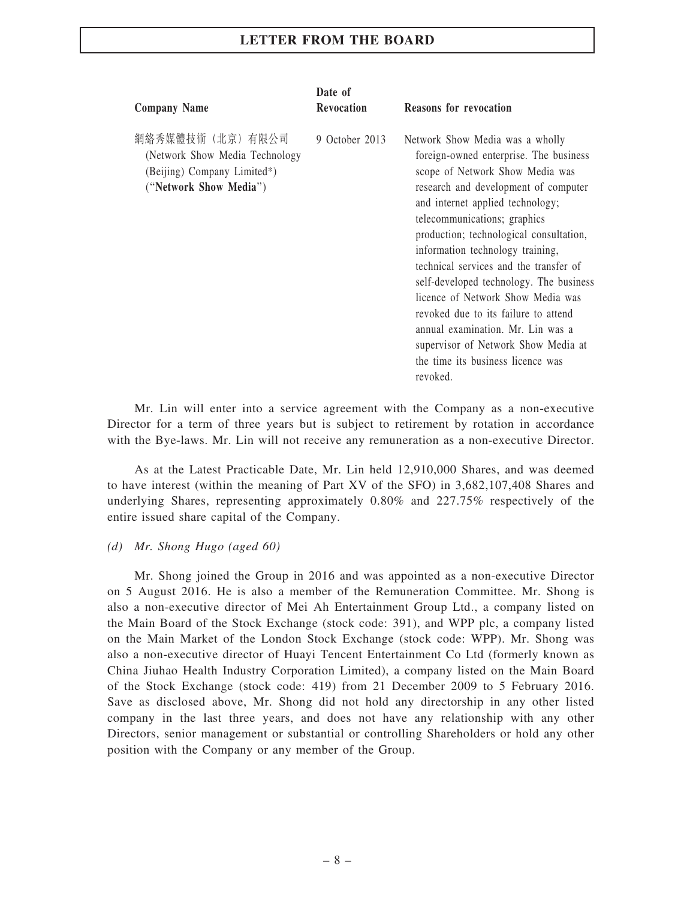| Company Name | Date of Revocation | Reasons for revocation |
|---|---|---|
| 網絡秀媒體技術（北京）有限公司 (Network Show Media Technology (Beijing) Company Limited*) ("**Network Show Media**") | 9 October 2013 | Network Show Media was a wholly foreign-owned enterprise. The business scope of Network Show Media was research and development of computer and internet applied technology; telecommunications; graphics production; technological consultation, information technology training, technical services and the transfer of self-developed technology. The business licence of Network Show Media was revoked due to its failure to attend annual examination. Mr. Lin was a supervisor of Network Show Media at the time its business licence was revoked. |

Mr. Lin will enter into a service agreement with the Company as a non-executive Director for a term of three years but is subject to retirement by rotation in accordance with the Bye-laws. Mr. Lin will not receive any remuneration as a non-executive Director.

As at the Latest Practicable Date, Mr. Lin held 12,910,000 Shares, and was deemed to have interest (within the meaning of Part XV of the SFO) in 3,682,107,408 Shares and underlying Shares, representing approximately 0.80% and 227.75% respectively of the entire issued share capital of the Company.

*(d) Mr. Shong Hugo (aged 60)*

Mr. Shong joined the Group in 2016 and was appointed as a non-executive Director on 5 August 2016. He is also a member of the Remuneration Committee. Mr. Shong is also a non-executive director of Mei Ah Entertainment Group Ltd., a company listed on the Main Board of the Stock Exchange (stock code: 391), and WPP plc, a company listed on the Main Market of the London Stock Exchange (stock code: WPP). Mr. Shong was also a non-executive director of Huayi Tencent Entertainment Co Ltd (formerly known as China Jiuhao Health Industry Corporation Limited), a company listed on the Main Board of the Stock Exchange (stock code: 419) from 21 December 2009 to 5 February 2016. Save as disclosed above, Mr. Shong did not hold any directorship in any other listed company in the last three years, and does not have any relationship with any other Directors, senior management or substantial or controlling Shareholders or hold any other position with the Company or any member of the Group.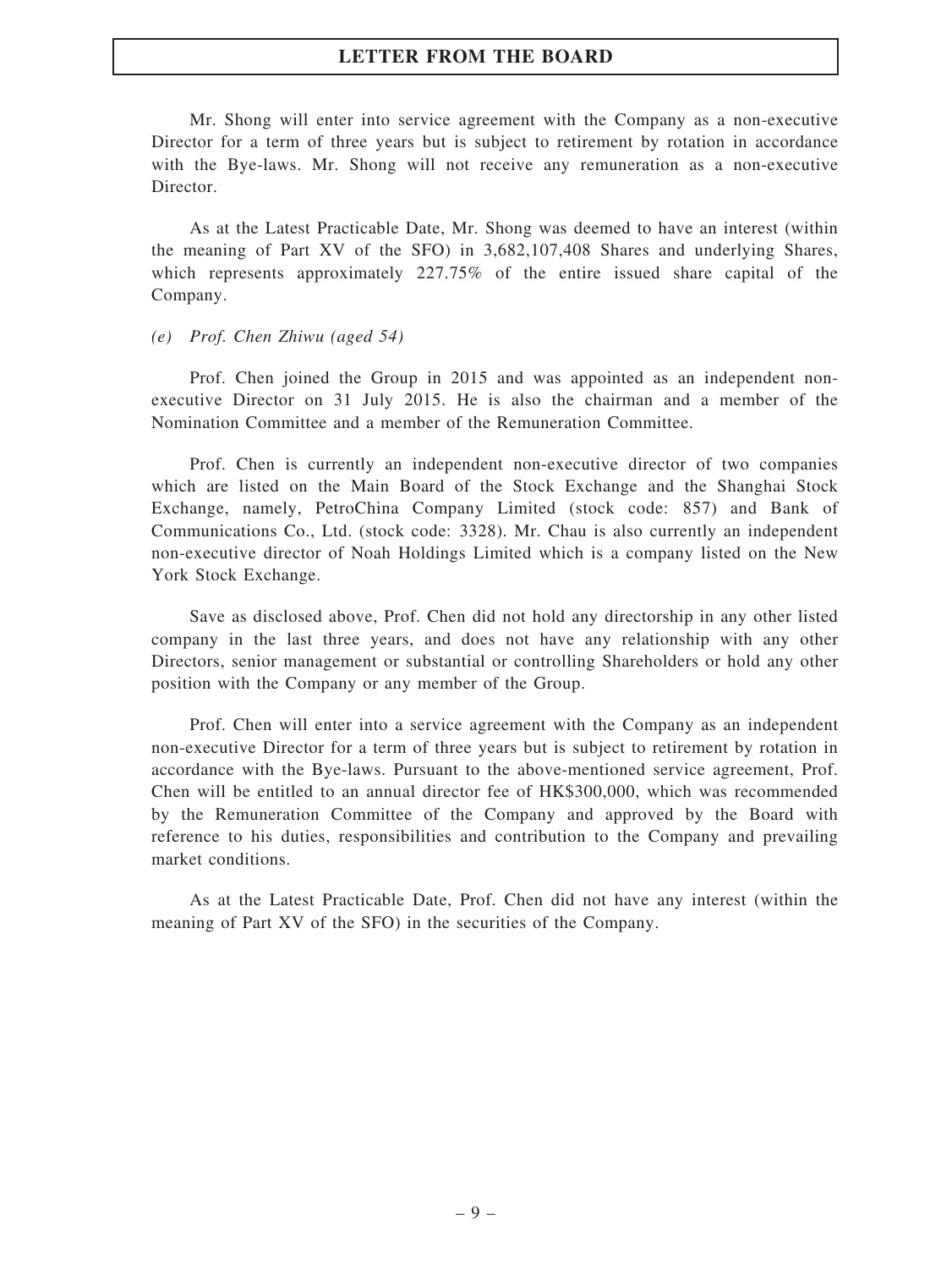Mr. Shong will enter into service agreement with the Company as a non-executive Director for a term of three years but is subject to retirement by rotation in accordance with the Bye-laws. Mr. Shong will not receive any remuneration as a non-executive Director.

As at the Latest Practicable Date, Mr. Shong was deemed to have an interest (within the meaning of Part XV of the SFO) in 3,682,107,408 Shares and underlying Shares, which represents approximately 227.75% of the entire issued share capital of the Company.

*(e) Prof. Chen Zhiwu (aged 54)*

Prof. Chen joined the Group in 2015 and was appointed as an independent non-executive Director on 31 July 2015. He is also the chairman and a member of the Nomination Committee and a member of the Remuneration Committee.

Prof. Chen is currently an independent non-executive director of two companies which are listed on the Main Board of the Stock Exchange and the Shanghai Stock Exchange, namely, PetroChina Company Limited (stock code: 857) and Bank of Communications Co., Ltd. (stock code: 3328). Mr. Chau is also currently an independent non-executive director of Noah Holdings Limited which is a company listed on the New York Stock Exchange.

Save as disclosed above, Prof. Chen did not hold any directorship in any other listed company in the last three years, and does not have any relationship with any other Directors, senior management or substantial or controlling Shareholders or hold any other position with the Company or any member of the Group.

Prof. Chen will enter into a service agreement with the Company as an independent non-executive Director for a term of three years but is subject to retirement by rotation in accordance with the Bye-laws. Pursuant to the above-mentioned service agreement, Prof. Chen will be entitled to an annual director fee of HK$300,000, which was recommended by the Remuneration Committee of the Company and approved by the Board with reference to his duties, responsibilities and contribution to the Company and prevailing market conditions.

As at the Latest Practicable Date, Prof. Chen did not have any interest (within the meaning of Part XV of the SFO) in the securities of the Company.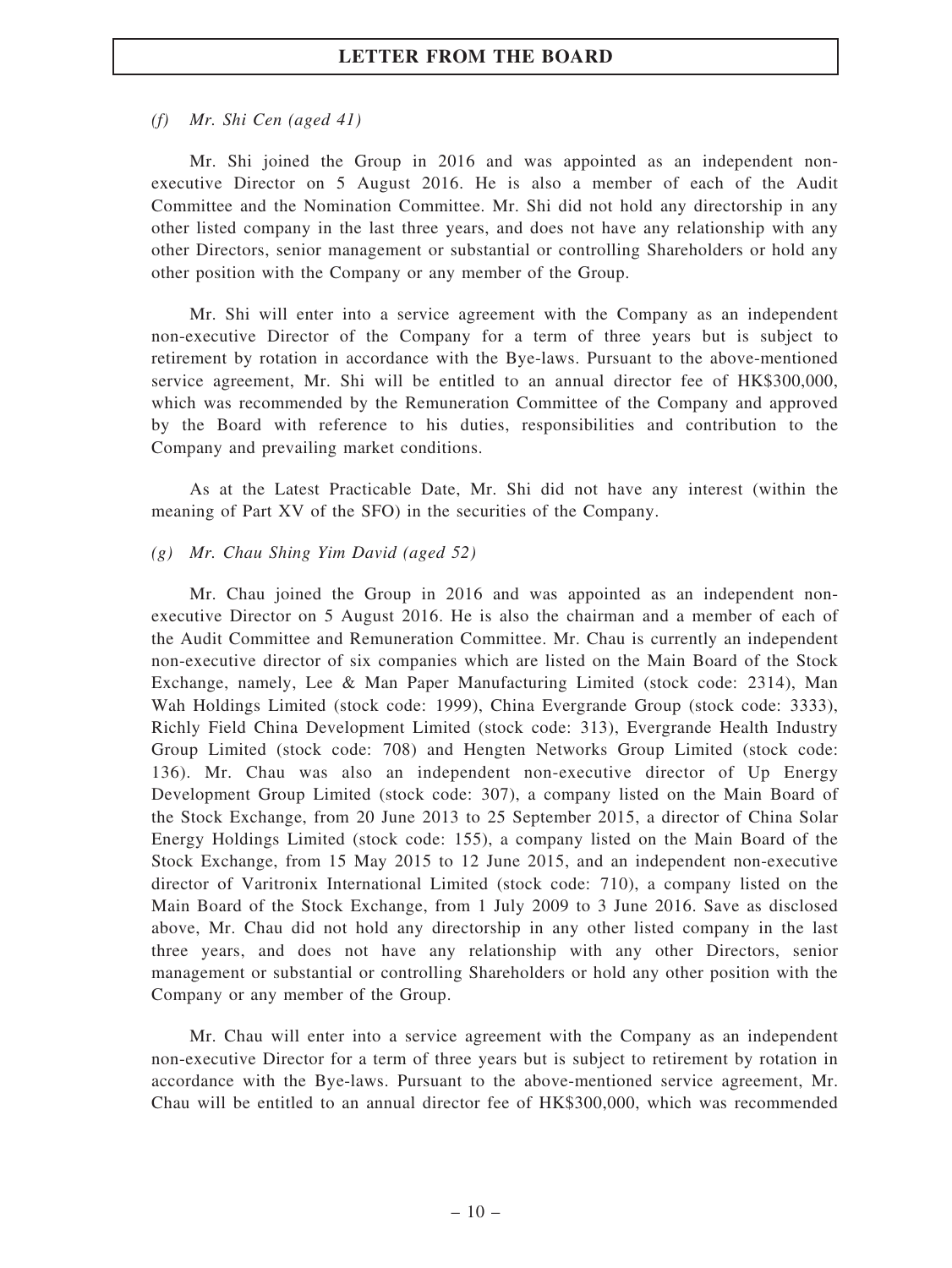*(f) Mr. Shi Cen (aged 41)*

Mr. Shi joined the Group in 2016 and was appointed as an independent non-executive Director on 5 August 2016. He is also a member of each of the Audit Committee and the Nomination Committee. Mr. Shi did not hold any directorship in any other listed company in the last three years, and does not have any relationship with any other Directors, senior management or substantial or controlling Shareholders or hold any other position with the Company or any member of the Group.

Mr. Shi will enter into a service agreement with the Company as an independent non-executive Director of the Company for a term of three years but is subject to retirement by rotation in accordance with the Bye-laws. Pursuant to the above-mentioned service agreement, Mr. Shi will be entitled to an annual director fee of HK$300,000, which was recommended by the Remuneration Committee of the Company and approved by the Board with reference to his duties, responsibilities and contribution to the Company and prevailing market conditions.

As at the Latest Practicable Date, Mr. Shi did not have any interest (within the meaning of Part XV of the SFO) in the securities of the Company.

*(g) Mr. Chau Shing Yim David (aged 52)*

Mr. Chau joined the Group in 2016 and was appointed as an independent non-executive Director on 5 August 2016. He is also the chairman and a member of each of the Audit Committee and Remuneration Committee. Mr. Chau is currently an independent non-executive director of six companies which are listed on the Main Board of the Stock Exchange, namely, Lee & Man Paper Manufacturing Limited (stock code: 2314), Man Wah Holdings Limited (stock code: 1999), China Evergrande Group (stock code: 3333), Richly Field China Development Limited (stock code: 313), Evergrande Health Industry Group Limited (stock code: 708) and Hengten Networks Group Limited (stock code: 136). Mr. Chau was also an independent non-executive director of Up Energy Development Group Limited (stock code: 307), a company listed on the Main Board of the Stock Exchange, from 20 June 2013 to 25 September 2015, a director of China Solar Energy Holdings Limited (stock code: 155), a company listed on the Main Board of the Stock Exchange, from 15 May 2015 to 12 June 2015, and an independent non-executive director of Varitronix International Limited (stock code: 710), a company listed on the Main Board of the Stock Exchange, from 1 July 2009 to 3 June 2016. Save as disclosed above, Mr. Chau did not hold any directorship in any other listed company in the last three years, and does not have any relationship with any other Directors, senior management or substantial or controlling Shareholders or hold any other position with the Company or any member of the Group.

Mr. Chau will enter into a service agreement with the Company as an independent non-executive Director for a term of three years but is subject to retirement by rotation in accordance with the Bye-laws. Pursuant to the above-mentioned service agreement, Mr. Chau will be entitled to an annual director fee of HK$300,000, which was recommended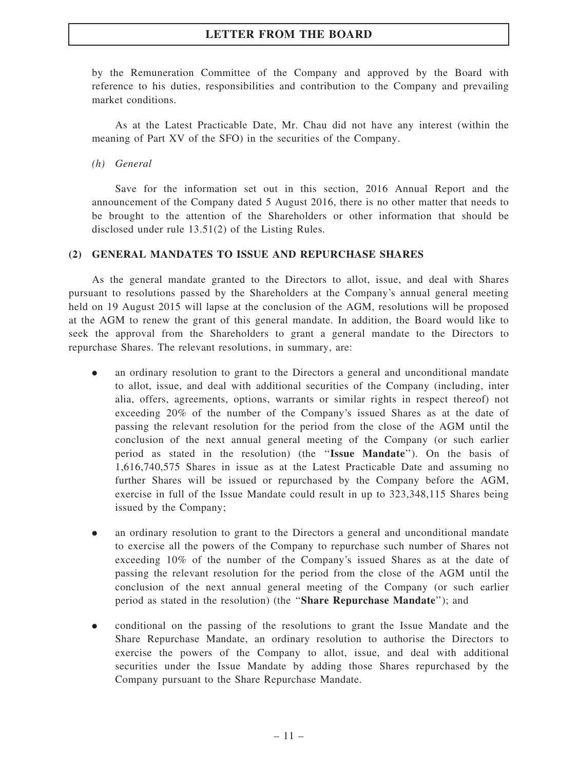by the Remuneration Committee of the Company and approved by the Board with reference to his duties, responsibilities and contribution to the Company and prevailing market conditions.

As at the Latest Practicable Date, Mr. Chau did not have any interest (within the meaning of Part XV of the SFO) in the securities of the Company.

*(h) General*

Save for the information set out in this section, 2016 Annual Report and the announcement of the Company dated 5 August 2016, there is no other matter that needs to be brought to the attention of the Shareholders or other information that should be disclosed under rule 13.51(2) of the Listing Rules.

**(2) GENERAL MANDATES TO ISSUE AND REPURCHASE SHARES**

As the general mandate granted to the Directors to allot, issue, and deal with Shares pursuant to resolutions passed by the Shareholders at the Company's annual general meeting held on 19 August 2015 will lapse at the conclusion of the AGM, resolutions will be proposed at the AGM to renew the grant of this general mandate. In addition, the Board would like to seek the approval from the Shareholders to grant a general mandate to the Directors to repurchase Shares. The relevant resolutions, in summary, are:

- an ordinary resolution to grant to the Directors a general and unconditional mandate to allot, issue, and deal with additional securities of the Company (including, inter alia, offers, agreements, options, warrants or similar rights in respect thereof) not exceeding 20% of the number of the Company's issued Shares as at the date of passing the relevant resolution for the period from the close of the AGM until the conclusion of the next annual general meeting of the Company (or such earlier period as stated in the resolution) (the "**Issue Mandate**"). On the basis of 1,616,740,575 Shares in issue as at the Latest Practicable Date and assuming no further Shares will be issued or repurchased by the Company before the AGM, exercise in full of the Issue Mandate could result in up to 323,348,115 Shares being issued by the Company;

- an ordinary resolution to grant to the Directors a general and unconditional mandate to exercise all the powers of the Company to repurchase such number of Shares not exceeding 10% of the number of the Company's issued Shares as at the date of passing the relevant resolution for the period from the close of the AGM until the conclusion of the next annual general meeting of the Company (or such earlier period as stated in the resolution) (the "**Share Repurchase Mandate**"); and

- conditional on the passing of the resolutions to grant the Issue Mandate and the Share Repurchase Mandate, an ordinary resolution to authorise the Directors to exercise the powers of the Company to allot, issue, and deal with additional securities under the Issue Mandate by adding those Shares repurchased by the Company pursuant to the Share Repurchase Mandate.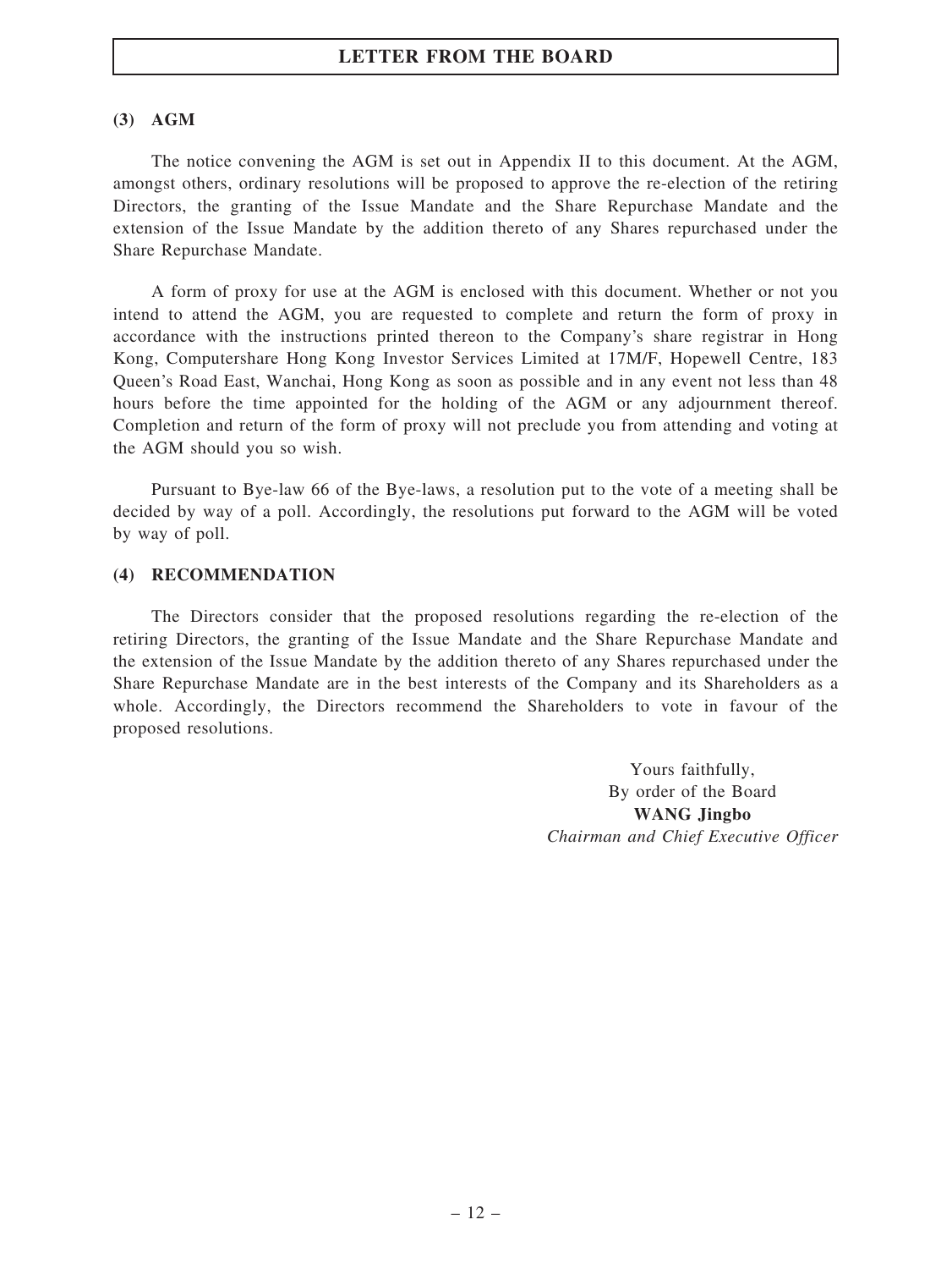## (3) AGM

The notice convening the AGM is set out in Appendix II to this document. At the AGM, amongst others, ordinary resolutions will be proposed to approve the re-election of the retiring Directors, the granting of the Issue Mandate and the Share Repurchase Mandate and the extension of the Issue Mandate by the addition thereto of any Shares repurchased under the Share Repurchase Mandate.

A form of proxy for use at the AGM is enclosed with this document. Whether or not you intend to attend the AGM, you are requested to complete and return the form of proxy in accordance with the instructions printed thereon to the Company's share registrar in Hong Kong, Computershare Hong Kong Investor Services Limited at 17M/F, Hopewell Centre, 183 Queen's Road East, Wanchai, Hong Kong as soon as possible and in any event not less than 48 hours before the time appointed for the holding of the AGM or any adjournment thereof. Completion and return of the form of proxy will not preclude you from attending and voting at the AGM should you so wish.

Pursuant to Bye-law 66 of the Bye-laws, a resolution put to the vote of a meeting shall be decided by way of a poll. Accordingly, the resolutions put forward to the AGM will be voted by way of poll.

## (4) RECOMMENDATION

The Directors consider that the proposed resolutions regarding the re-election of the retiring Directors, the granting of the Issue Mandate and the Share Repurchase Mandate and the extension of the Issue Mandate by the addition thereto of any Shares repurchased under the Share Repurchase Mandate are in the best interests of the Company and its Shareholders as a whole. Accordingly, the Directors recommend the Shareholders to vote in favour of the proposed resolutions.

Yours faithfully,
By order of the Board
**WANG Jingbo**
*Chairman and Chief Executive Officer*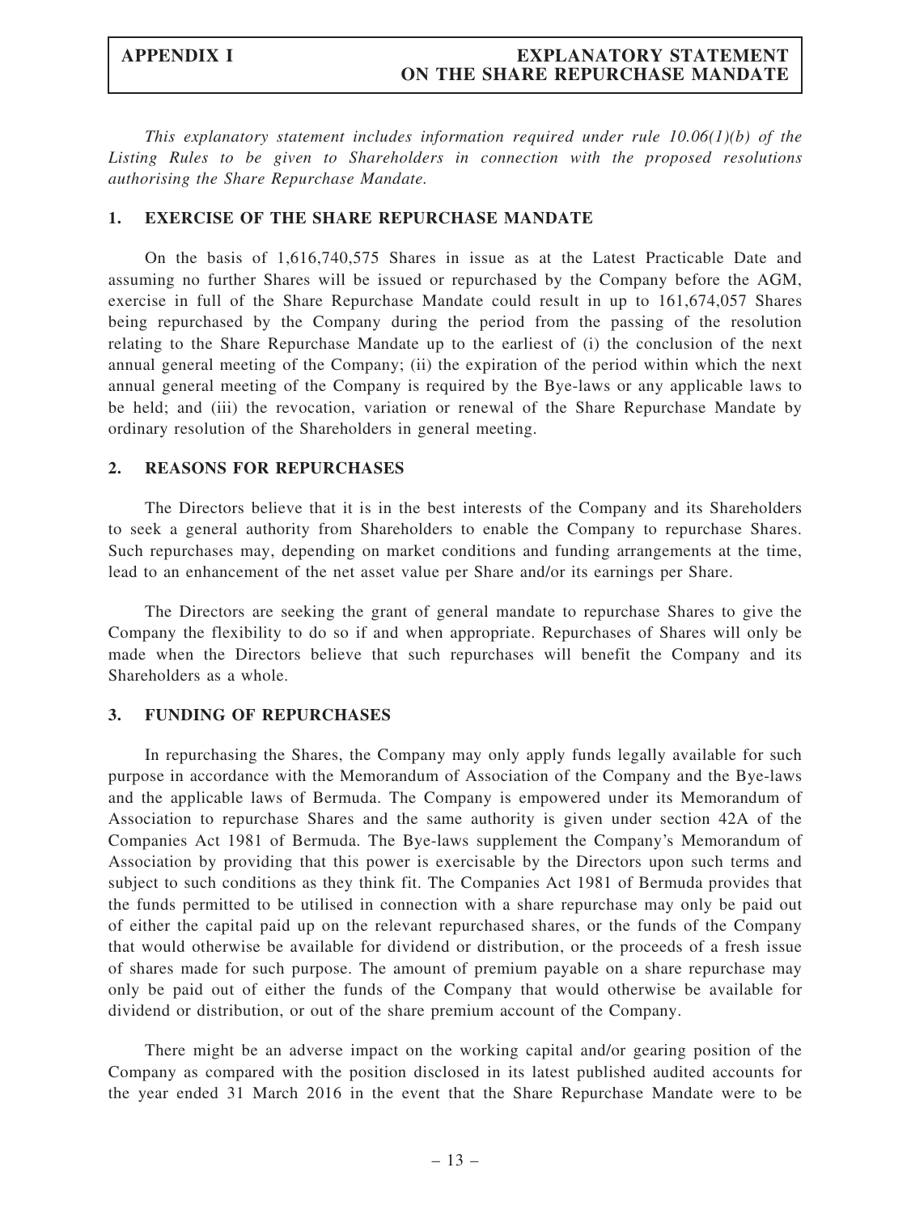*This explanatory statement includes information required under rule 10.06(1)(b) of the Listing Rules to be given to Shareholders in connection with the proposed resolutions authorising the Share Repurchase Mandate.*

## 1. EXERCISE OF THE SHARE REPURCHASE MANDATE

On the basis of 1,616,740,575 Shares in issue as at the Latest Practicable Date and assuming no further Shares will be issued or repurchased by the Company before the AGM, exercise in full of the Share Repurchase Mandate could result in up to 161,674,057 Shares being repurchased by the Company during the period from the passing of the resolution relating to the Share Repurchase Mandate up to the earliest of (i) the conclusion of the next annual general meeting of the Company; (ii) the expiration of the period within which the next annual general meeting of the Company is required by the Bye-laws or any applicable laws to be held; and (iii) the revocation, variation or renewal of the Share Repurchase Mandate by ordinary resolution of the Shareholders in general meeting.

## 2. REASONS FOR REPURCHASES

The Directors believe that it is in the best interests of the Company and its Shareholders to seek a general authority from Shareholders to enable the Company to repurchase Shares. Such repurchases may, depending on market conditions and funding arrangements at the time, lead to an enhancement of the net asset value per Share and/or its earnings per Share.

The Directors are seeking the grant of general mandate to repurchase Shares to give the Company the flexibility to do so if and when appropriate. Repurchases of Shares will only be made when the Directors believe that such repurchases will benefit the Company and its Shareholders as a whole.

## 3. FUNDING OF REPURCHASES

In repurchasing the Shares, the Company may only apply funds legally available for such purpose in accordance with the Memorandum of Association of the Company and the Bye-laws and the applicable laws of Bermuda. The Company is empowered under its Memorandum of Association to repurchase Shares and the same authority is given under section 42A of the Companies Act 1981 of Bermuda. The Bye-laws supplement the Company's Memorandum of Association by providing that this power is exercisable by the Directors upon such terms and subject to such conditions as they think fit. The Companies Act 1981 of Bermuda provides that the funds permitted to be utilised in connection with a share repurchase may only be paid out of either the capital paid up on the relevant repurchased shares, or the funds of the Company that would otherwise be available for dividend or distribution, or the proceeds of a fresh issue of shares made for such purpose. The amount of premium payable on a share repurchase may only be paid out of either the funds of the Company that would otherwise be available for dividend or distribution, or out of the share premium account of the Company.

There might be an adverse impact on the working capital and/or gearing position of the Company as compared with the position disclosed in its latest published audited accounts for the year ended 31 March 2016 in the event that the Share Repurchase Mandate were to be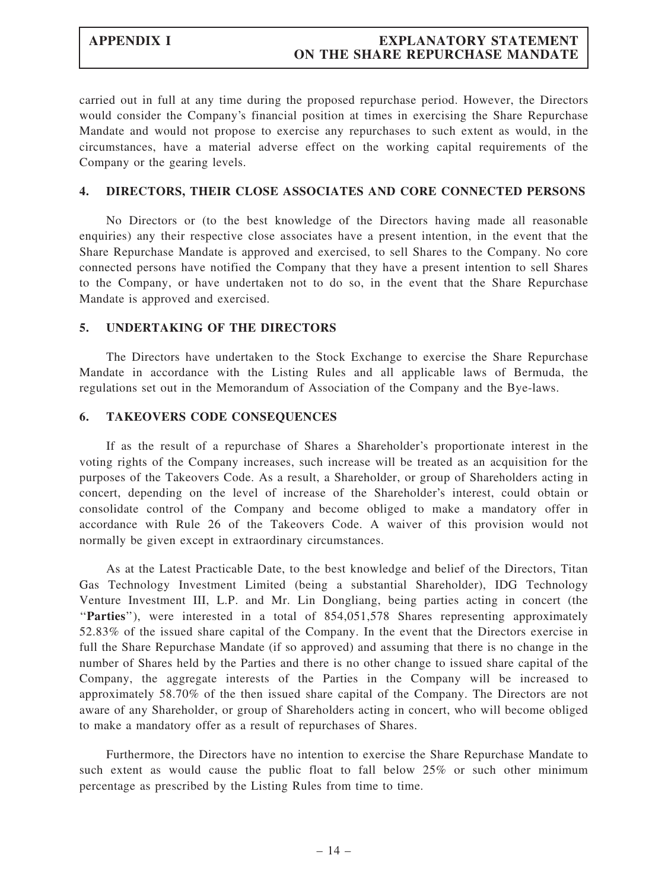carried out in full at any time during the proposed repurchase period. However, the Directors would consider the Company's financial position at times in exercising the Share Repurchase Mandate and would not propose to exercise any repurchases to such extent as would, in the circumstances, have a material adverse effect on the working capital requirements of the Company or the gearing levels.

## 4. DIRECTORS, THEIR CLOSE ASSOCIATES AND CORE CONNECTED PERSONS

No Directors or (to the best knowledge of the Directors having made all reasonable enquiries) any their respective close associates have a present intention, in the event that the Share Repurchase Mandate is approved and exercised, to sell Shares to the Company. No core connected persons have notified the Company that they have a present intention to sell Shares to the Company, or have undertaken not to do so, in the event that the Share Repurchase Mandate is approved and exercised.

## 5. UNDERTAKING OF THE DIRECTORS

The Directors have undertaken to the Stock Exchange to exercise the Share Repurchase Mandate in accordance with the Listing Rules and all applicable laws of Bermuda, the regulations set out in the Memorandum of Association of the Company and the Bye-laws.

## 6. TAKEOVERS CODE CONSEQUENCES

If as the result of a repurchase of Shares a Shareholder's proportionate interest in the voting rights of the Company increases, such increase will be treated as an acquisition for the purposes of the Takeovers Code. As a result, a Shareholder, or group of Shareholders acting in concert, depending on the level of increase of the Shareholder's interest, could obtain or consolidate control of the Company and become obliged to make a mandatory offer in accordance with Rule 26 of the Takeovers Code. A waiver of this provision would not normally be given except in extraordinary circumstances.

As at the Latest Practicable Date, to the best knowledge and belief of the Directors, Titan Gas Technology Investment Limited (being a substantial Shareholder), IDG Technology Venture Investment III, L.P. and Mr. Lin Dongliang, being parties acting in concert (the "**Parties**"), were interested in a total of 854,051,578 Shares representing approximately 52.83% of the issued share capital of the Company. In the event that the Directors exercise in full the Share Repurchase Mandate (if so approved) and assuming that there is no change in the number of Shares held by the Parties and there is no other change to issued share capital of the Company, the aggregate interests of the Parties in the Company will be increased to approximately 58.70% of the then issued share capital of the Company. The Directors are not aware of any Shareholder, or group of Shareholders acting in concert, who will become obliged to make a mandatory offer as a result of repurchases of Shares.

Furthermore, the Directors have no intention to exercise the Share Repurchase Mandate to such extent as would cause the public float to fall below 25% or such other minimum percentage as prescribed by the Listing Rules from time to time.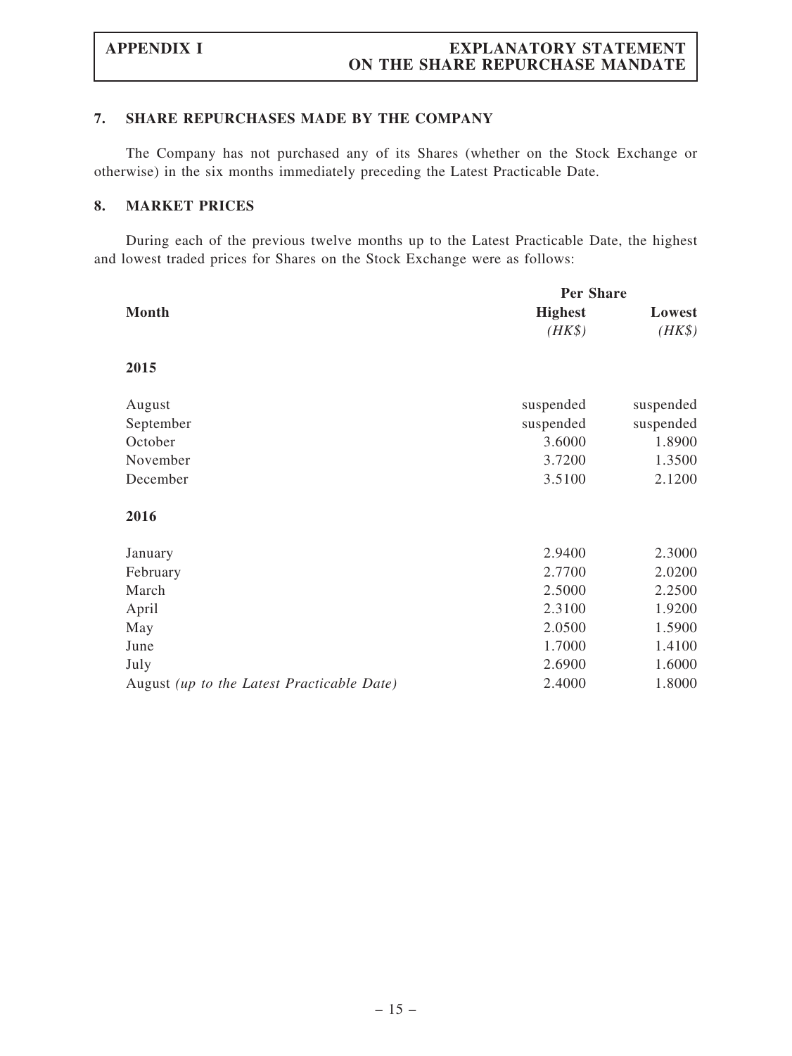## 7. SHARE REPURCHASES MADE BY THE COMPANY

The Company has not purchased any of its Shares (whether on the Stock Exchange or otherwise) in the six months immediately preceding the Latest Practicable Date.

## 8. MARKET PRICES

During each of the previous twelve months up to the Latest Practicable Date, the highest and lowest traded prices for Shares on the Stock Exchange were as follows:

| Month | Per Share | |
|---|---|---|
| | **Highest** *(HK$)* | **Lowest** *(HK$)* |
| **2015** | | |
| August | suspended | suspended |
| September | suspended | suspended |
| October | 3.6000 | 1.8900 |
| November | 3.7200 | 1.3500 |
| December | 3.5100 | 2.1200 |
| **2016** | | |
| January | 2.9400 | 2.3000 |
| February | 2.7700 | 2.0200 |
| March | 2.5000 | 2.2500 |
| April | 2.3100 | 1.9200 |
| May | 2.0500 | 1.5900 |
| June | 1.7000 | 1.4100 |
| July | 2.6900 | 1.6000 |
| August *(up to the Latest Practicable Date)* | 2.4000 | 1.8000 |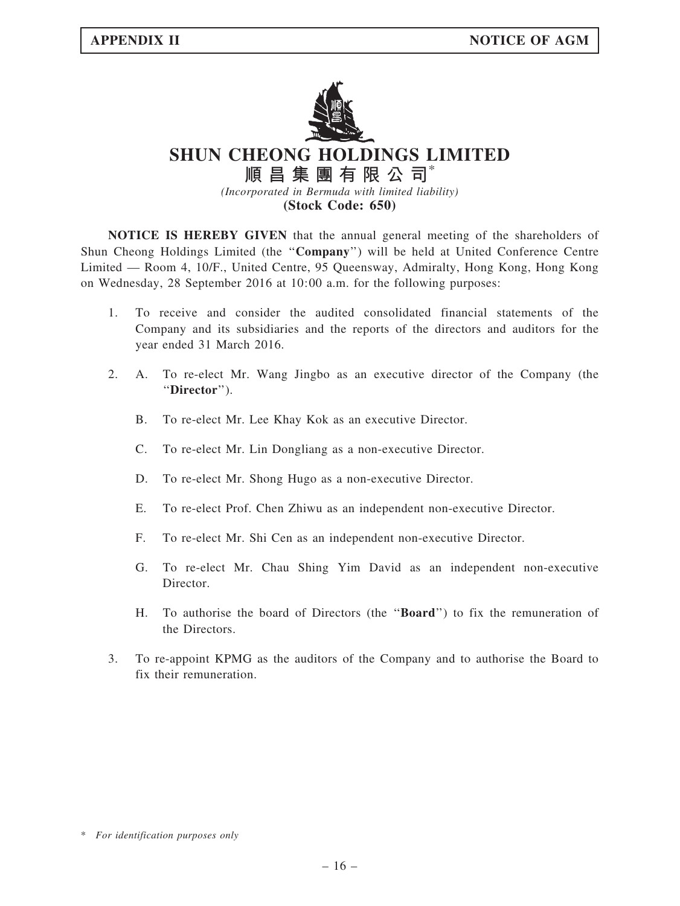# SHUN CHEONG HOLDINGS LIMITED

## 順昌集團有限公司*

*(Incorporated in Bermuda with limited liability)*

**(Stock Code: 650)**

**NOTICE IS HEREBY GIVEN** that the annual general meeting of the shareholders of Shun Cheong Holdings Limited (the "**Company**") will be held at United Conference Centre Limited — Room 4, 10/F., United Centre, 95 Queensway, Admiralty, Hong Kong, Hong Kong on Wednesday, 28 September 2016 at 10:00 a.m. for the following purposes:

1. To receive and consider the audited consolidated financial statements of the Company and its subsidiaries and the reports of the directors and auditors for the year ended 31 March 2016.

2. A. To re-elect Mr. Wang Jingbo as an executive director of the Company (the "**Director**").

   B. To re-elect Mr. Lee Khay Kok as an executive Director.

   C. To re-elect Mr. Lin Dongliang as a non-executive Director.

   D. To re-elect Mr. Shong Hugo as a non-executive Director.

   E. To re-elect Prof. Chen Zhiwu as an independent non-executive Director.

   F. To re-elect Mr. Shi Cen as an independent non-executive Director.

   G. To re-elect Mr. Chau Shing Yim David as an independent non-executive Director.

   H. To authorise the board of Directors (the "**Board**") to fix the remuneration of the Directors.

3. To re-appoint KPMG as the auditors of the Company and to authorise the Board to fix their remuneration.

\* *For identification purposes only*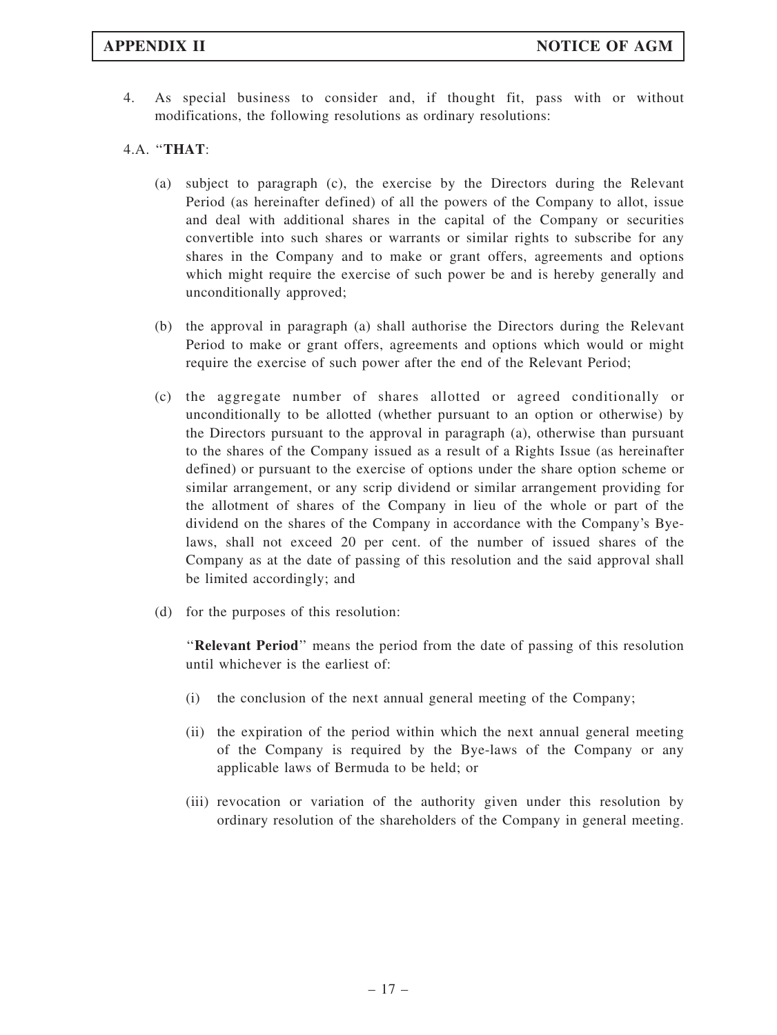4. As special business to consider and, if thought fit, pass with or without modifications, the following resolutions as ordinary resolutions:

4.A. "**THAT**:

(a) subject to paragraph (c), the exercise by the Directors during the Relevant Period (as hereinafter defined) of all the powers of the Company to allot, issue and deal with additional shares in the capital of the Company or securities convertible into such shares or warrants or similar rights to subscribe for any shares in the Company and to make or grant offers, agreements and options which might require the exercise of such power be and is hereby generally and unconditionally approved;

(b) the approval in paragraph (a) shall authorise the Directors during the Relevant Period to make or grant offers, agreements and options which would or might require the exercise of such power after the end of the Relevant Period;

(c) the aggregate number of shares allotted or agreed conditionally or unconditionally to be allotted (whether pursuant to an option or otherwise) by the Directors pursuant to the approval in paragraph (a), otherwise than pursuant to the shares of the Company issued as a result of a Rights Issue (as hereinafter defined) or pursuant to the exercise of options under the share option scheme or similar arrangement, or any scrip dividend or similar arrangement providing for the allotment of shares of the Company in lieu of the whole or part of the dividend on the shares of the Company in accordance with the Company's Bye-laws, shall not exceed 20 per cent. of the number of issued shares of the Company as at the date of passing of this resolution and the said approval shall be limited accordingly; and

(d) for the purposes of this resolution:

"**Relevant Period**" means the period from the date of passing of this resolution until whichever is the earliest of:

(i) the conclusion of the next annual general meeting of the Company;

(ii) the expiration of the period within which the next annual general meeting of the Company is required by the Bye-laws of the Company or any applicable laws of Bermuda to be held; or

(iii) revocation or variation of the authority given under this resolution by ordinary resolution of the shareholders of the Company in general meeting.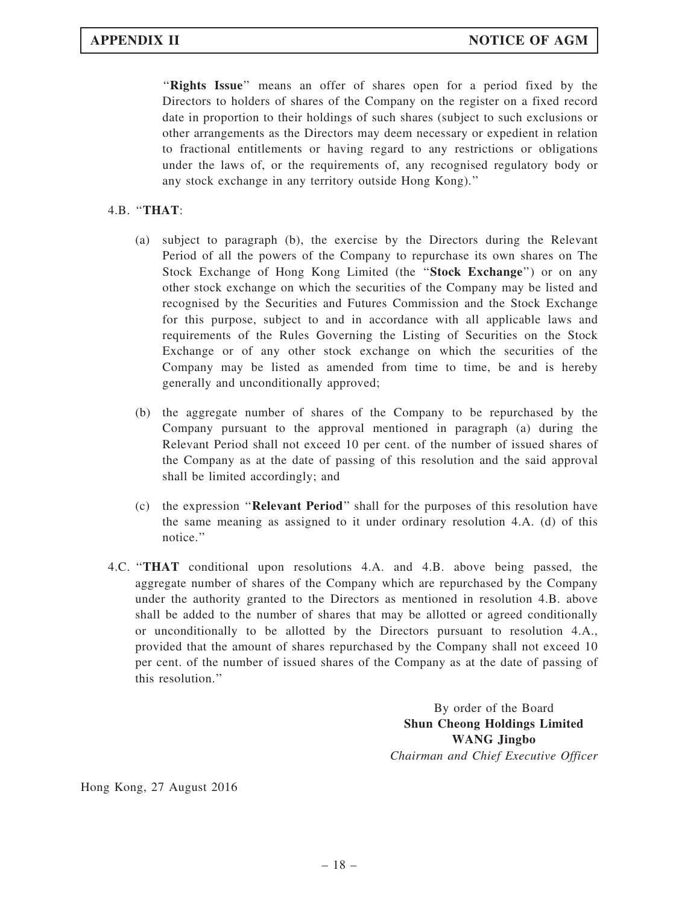"**Rights Issue**" means an offer of shares open for a period fixed by the Directors to holders of shares of the Company on the register on a fixed record date in proportion to their holdings of such shares (subject to such exclusions or other arrangements as the Directors may deem necessary or expedient in relation to fractional entitlements or having regard to any restrictions or obligations under the laws of, or the requirements of, any recognised regulatory body or any stock exchange in any territory outside Hong Kong)."

4.B. "**THAT**:

(a) subject to paragraph (b), the exercise by the Directors during the Relevant Period of all the powers of the Company to repurchase its own shares on The Stock Exchange of Hong Kong Limited (the "**Stock Exchange**") or on any other stock exchange on which the securities of the Company may be listed and recognised by the Securities and Futures Commission and the Stock Exchange for this purpose, subject to and in accordance with all applicable laws and requirements of the Rules Governing the Listing of Securities on the Stock Exchange or of any other stock exchange on which the securities of the Company may be listed as amended from time to time, be and is hereby generally and unconditionally approved;

(b) the aggregate number of shares of the Company to be repurchased by the Company pursuant to the approval mentioned in paragraph (a) during the Relevant Period shall not exceed 10 per cent. of the number of issued shares of the Company as at the date of passing of this resolution and the said approval shall be limited accordingly; and

(c) the expression "**Relevant Period**" shall for the purposes of this resolution have the same meaning as assigned to it under ordinary resolution 4.A. (d) of this notice."

4.C. "**THAT** conditional upon resolutions 4.A. and 4.B. above being passed, the aggregate number of shares of the Company which are repurchased by the Company under the authority granted to the Directors as mentioned in resolution 4.B. above shall be added to the number of shares that may be allotted or agreed conditionally or unconditionally to be allotted by the Directors pursuant to resolution 4.A., provided that the amount of shares repurchased by the Company shall not exceed 10 per cent. of the number of issued shares of the Company as at the date of passing of this resolution."

By order of the Board
**Shun Cheong Holdings Limited**
**WANG Jingbo**
*Chairman and Chief Executive Officer*

Hong Kong, 27 August 2016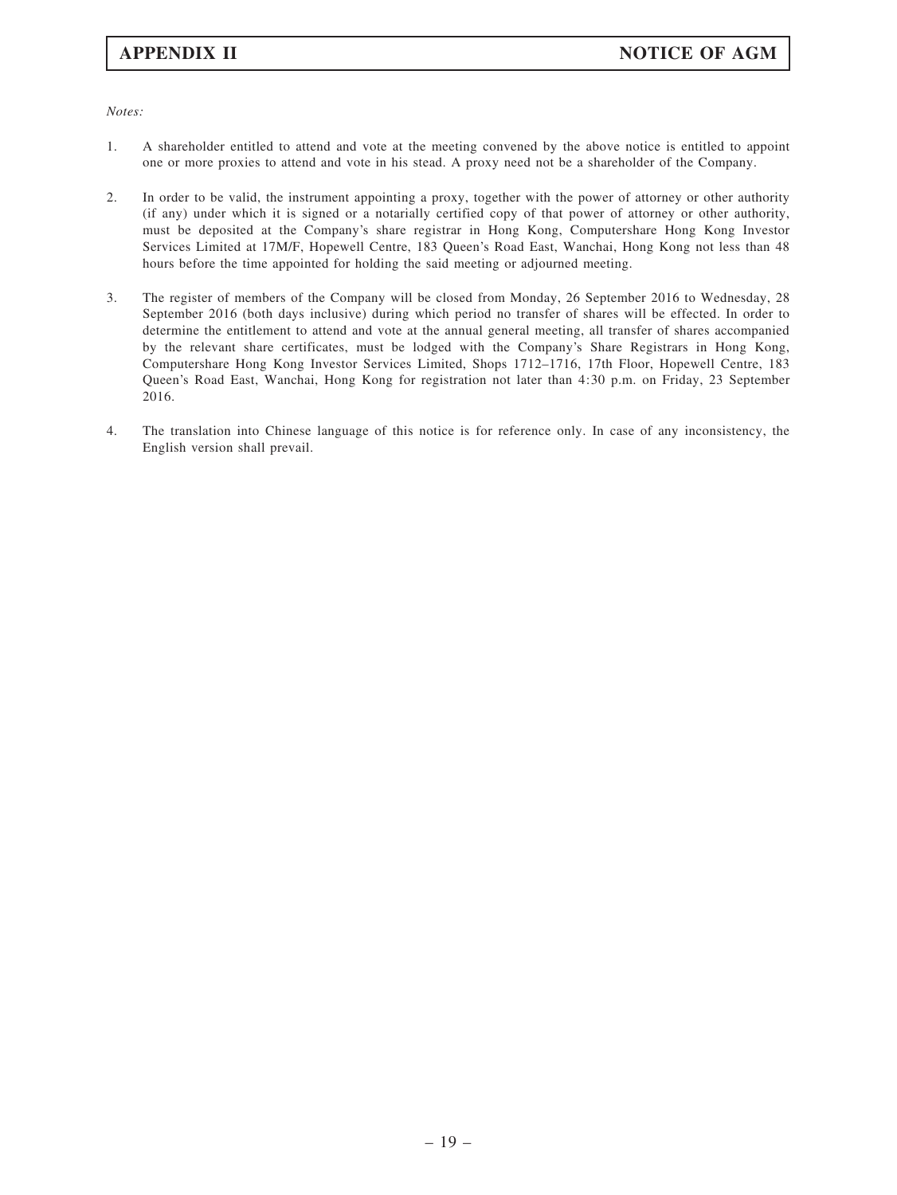*Notes:*

1. A shareholder entitled to attend and vote at the meeting convened by the above notice is entitled to appoint one or more proxies to attend and vote in his stead. A proxy need not be a shareholder of the Company.

2. In order to be valid, the instrument appointing a proxy, together with the power of attorney or other authority (if any) under which it is signed or a notarially certified copy of that power of attorney or other authority, must be deposited at the Company's share registrar in Hong Kong, Computershare Hong Kong Investor Services Limited at 17M/F, Hopewell Centre, 183 Queen's Road East, Wanchai, Hong Kong not less than 48 hours before the time appointed for holding the said meeting or adjourned meeting.

3. The register of members of the Company will be closed from Monday, 26 September 2016 to Wednesday, 28 September 2016 (both days inclusive) during which period no transfer of shares will be effected. In order to determine the entitlement to attend and vote at the annual general meeting, all transfer of shares accompanied by the relevant share certificates, must be lodged with the Company's Share Registrars in Hong Kong, Computershare Hong Kong Investor Services Limited, Shops 1712–1716, 17th Floor, Hopewell Centre, 183 Queen's Road East, Wanchai, Hong Kong for registration not later than 4:30 p.m. on Friday, 23 September 2016.

4. The translation into Chinese language of this notice is for reference only. In case of any inconsistency, the English version shall prevail.